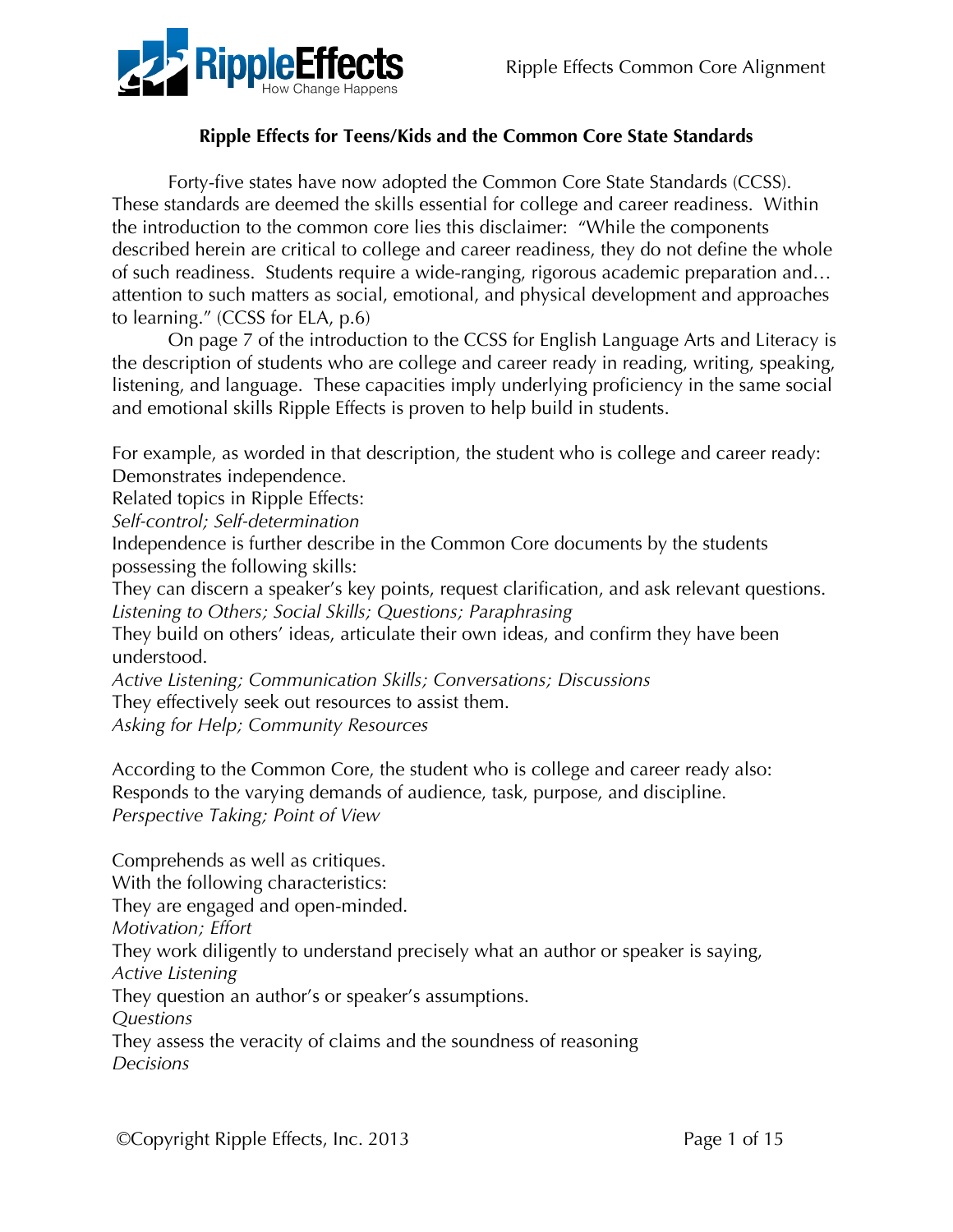**Ripple Effects for Teens/Kids and the Common Core State Standards**

Forty-five states have now adopted the Common Core State Standards (CCSS). These standards are deemed the skills essential for college and career readiness. Within the introduction to the common core lies this disclaimer: "While the components described herein are critical to college and career readiness, they do not define the whole of such readiness. Students require a wide-ranging, rigorous academic preparation and… attention to such matters as social, emotional, and physical development and approaches to learning." (CCSS for ELA, p.6)

On page 7 of the introduction to the CCSS for English Language Arts and Literacy is the description of students who are college and career ready in reading, writing, speaking, listening, and language. These capacities imply underlying proficiency in the same social and emotional skills Ripple Effects is proven to help build in students.

For example, as worded in that description, the student who is college and career ready:
Demonstrates independence.
Related topics in Ripple Effects:
*Self-control; Self-determination*
Independence is further describe in the Common Core documents by the students possessing the following skills:
They can discern a speaker's key points, request clarification, and ask relevant questions.
*Listening to Others; Social Skills; Questions; Paraphrasing*
They build on others' ideas, articulate their own ideas, and confirm they have been understood.
*Active Listening; Communication Skills; Conversations; Discussions*
They effectively seek out resources to assist them.
*Asking for Help; Community Resources*

According to the Common Core, the student who is college and career ready also:
Responds to the varying demands of audience, task, purpose, and discipline.
*Perspective Taking; Point of View*

Comprehends as well as critiques.
With the following characteristics:
They are engaged and open-minded.
*Motivation; Effort*
They work diligently to understand precisely what an author or speaker is saying,
*Active Listening*
They question an author's or speaker's assumptions.
*Questions*
They assess the veracity of claims and the soundness of reasoning
*Decisions*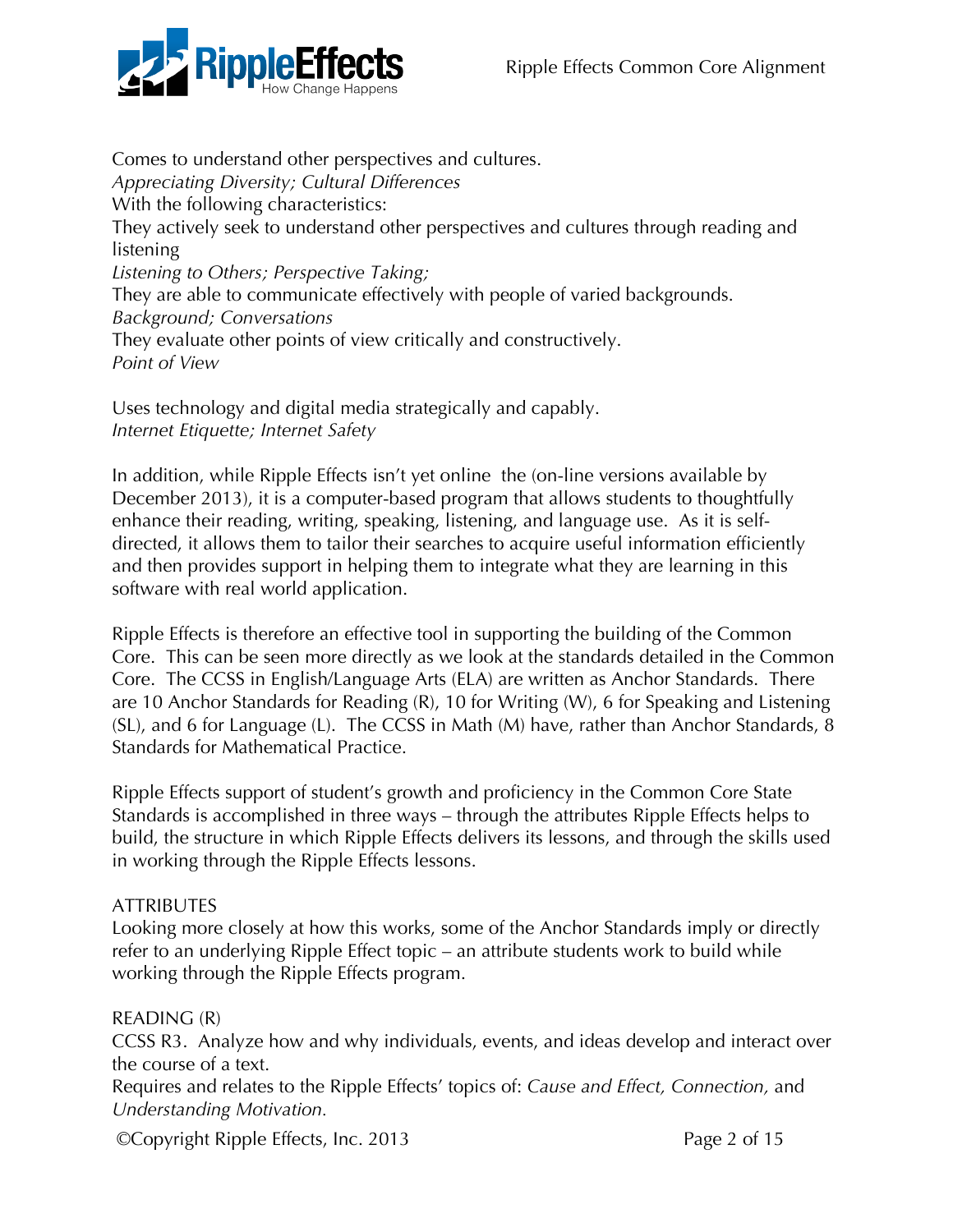Comes to understand other perspectives and cultures.
*Appreciating Diversity; Cultural Differences*
With the following characteristics:
They actively seek to understand other perspectives and cultures through reading and listening
*Listening to Others; Perspective Taking;*
They are able to communicate effectively with people of varied backgrounds.
*Background; Conversations*
They evaluate other points of view critically and constructively.
*Point of View*

Uses technology and digital media strategically and capably.
*Internet Etiquette; Internet Safety*

In addition, while Ripple Effects isn't yet online the (on-line versions available by December 2013), it is a computer-based program that allows students to thoughtfully enhance their reading, writing, speaking, listening, and language use. As it is self-directed, it allows them to tailor their searches to acquire useful information efficiently and then provides support in helping them to integrate what they are learning in this software with real world application.

Ripple Effects is therefore an effective tool in supporting the building of the Common Core. This can be seen more directly as we look at the standards detailed in the Common Core. The CCSS in English/Language Arts (ELA) are written as Anchor Standards. There are 10 Anchor Standards for Reading (R), 10 for Writing (W), 6 for Speaking and Listening (SL), and 6 for Language (L). The CCSS in Math (M) have, rather than Anchor Standards, 8 Standards for Mathematical Practice.

Ripple Effects support of student's growth and proficiency in the Common Core State Standards is accomplished in three ways – through the attributes Ripple Effects helps to build, the structure in which Ripple Effects delivers its lessons, and through the skills used in working through the Ripple Effects lessons.

## ATTRIBUTES

Looking more closely at how this works, some of the Anchor Standards imply or directly refer to an underlying Ripple Effect topic – an attribute students work to build while working through the Ripple Effects program.

### READING (R)

CCSS R3. Analyze how and why individuals, events, and ideas develop and interact over the course of a text.
Requires and relates to the Ripple Effects' topics of: *Cause and Effect, Connection,* and *Understanding Motivation.*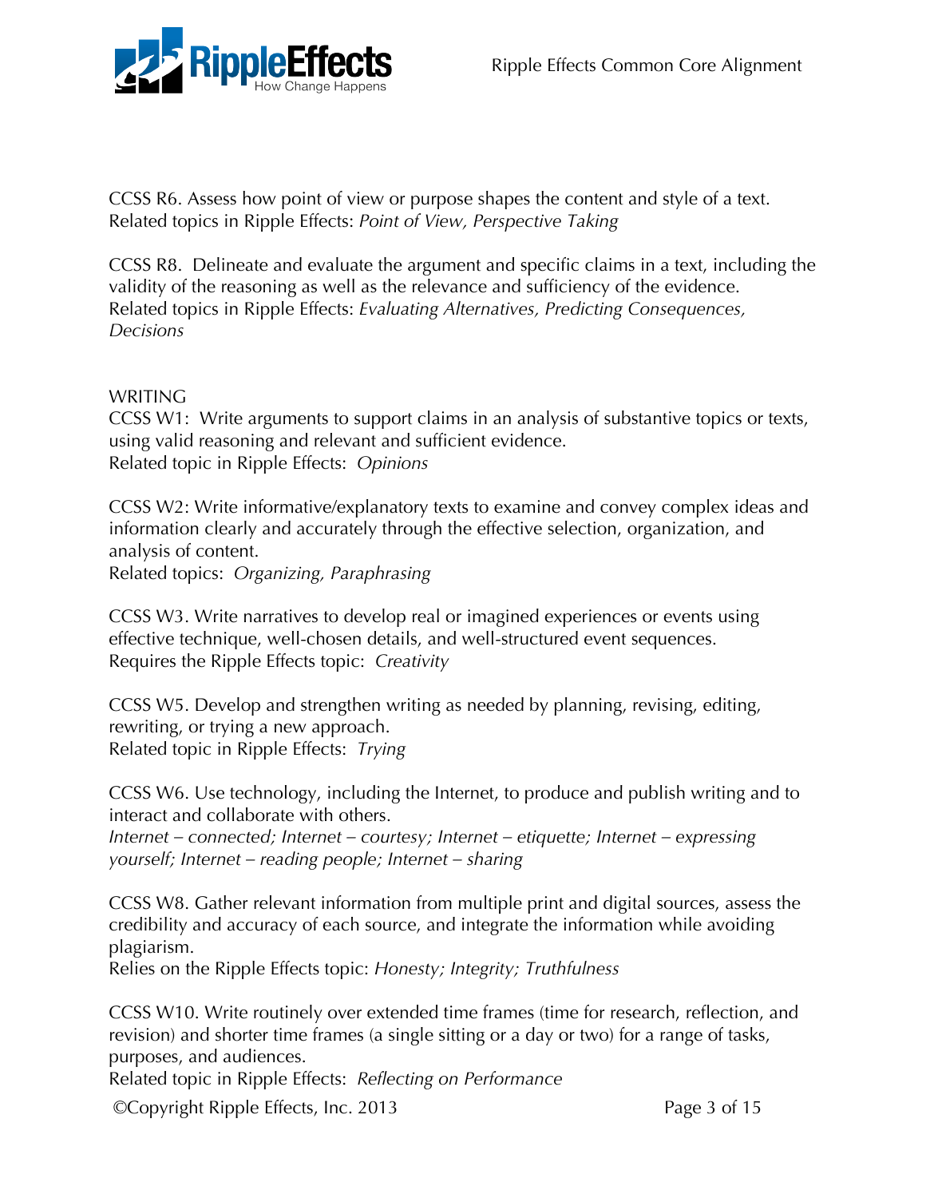CCSS R6. Assess how point of view or purpose shapes the content and style of a text.
Related topics in Ripple Effects: *Point of View, Perspective Taking*

CCSS R8. Delineate and evaluate the argument and specific claims in a text, including the validity of the reasoning as well as the relevance and sufficiency of the evidence.
Related topics in Ripple Effects: *Evaluating Alternatives, Predicting Consequences, Decisions*

WRITING

CCSS W1: Write arguments to support claims in an analysis of substantive topics or texts, using valid reasoning and relevant and sufficient evidence.
Related topic in Ripple Effects: *Opinions*

CCSS W2: Write informative/explanatory texts to examine and convey complex ideas and information clearly and accurately through the effective selection, organization, and analysis of content.
Related topics: *Organizing, Paraphrasing*

CCSS W3. Write narratives to develop real or imagined experiences or events using effective technique, well-chosen details, and well-structured event sequences.
Requires the Ripple Effects topic: *Creativity*

CCSS W5. Develop and strengthen writing as needed by planning, revising, editing, rewriting, or trying a new approach.
Related topic in Ripple Effects: *Trying*

CCSS W6. Use technology, including the Internet, to produce and publish writing and to interact and collaborate with others.
*Internet – connected; Internet – courtesy; Internet – etiquette; Internet – expressing yourself; Internet – reading people; Internet – sharing*

CCSS W8. Gather relevant information from multiple print and digital sources, assess the credibility and accuracy of each source, and integrate the information while avoiding plagiarism.
Relies on the Ripple Effects topic: *Honesty; Integrity; Truthfulness*

CCSS W10. Write routinely over extended time frames (time for research, reflection, and revision) and shorter time frames (a single sitting or a day or two) for a range of tasks, purposes, and audiences.
Related topic in Ripple Effects: *Reflecting on Performance*

©Copyright Ripple Effects, Inc. 2013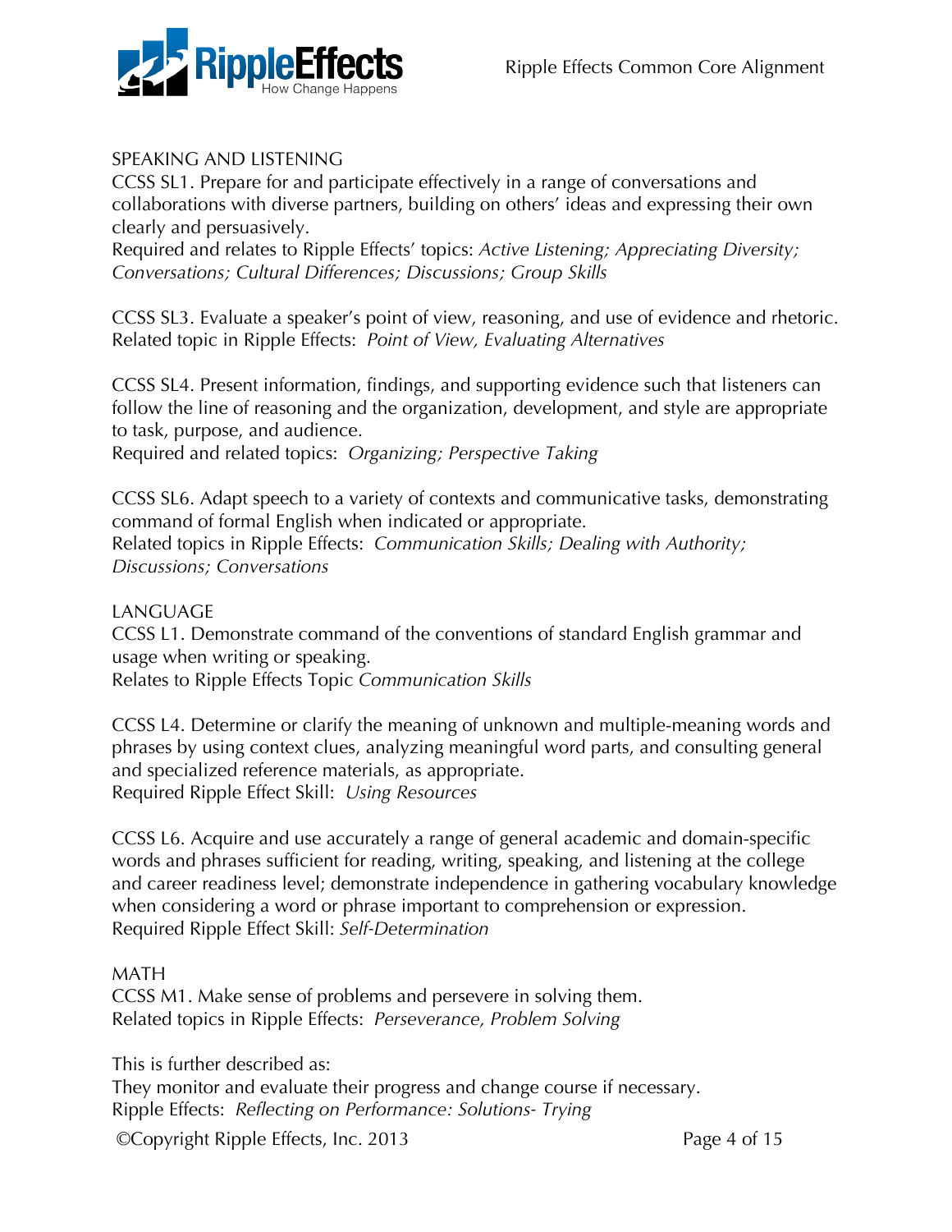## SPEAKING AND LISTENING

CCSS SL1. Prepare for and participate effectively in a range of conversations and collaborations with diverse partners, building on others' ideas and expressing their own clearly and persuasively.
Required and relates to Ripple Effects' topics: *Active Listening; Appreciating Diversity; Conversations; Cultural Differences; Discussions; Group Skills*

CCSS SL3. Evaluate a speaker's point of view, reasoning, and use of evidence and rhetoric.
Related topic in Ripple Effects: *Point of View, Evaluating Alternatives*

CCSS SL4. Present information, findings, and supporting evidence such that listeners can follow the line of reasoning and the organization, development, and style are appropriate to task, purpose, and audience.
Required and related topics: *Organizing; Perspective Taking*

CCSS SL6. Adapt speech to a variety of contexts and communicative tasks, demonstrating command of formal English when indicated or appropriate.
Related topics in Ripple Effects: *Communication Skills; Dealing with Authority; Discussions; Conversations*

## LANGUAGE

CCSS L1. Demonstrate command of the conventions of standard English grammar and usage when writing or speaking.
Relates to Ripple Effects Topic *Communication Skills*

CCSS L4. Determine or clarify the meaning of unknown and multiple-meaning words and phrases by using context clues, analyzing meaningful word parts, and consulting general and specialized reference materials, as appropriate.
Required Ripple Effect Skill: *Using Resources*

CCSS L6. Acquire and use accurately a range of general academic and domain-specific words and phrases sufficient for reading, writing, speaking, and listening at the college and career readiness level; demonstrate independence in gathering vocabulary knowledge when considering a word or phrase important to comprehension or expression.
Required Ripple Effect Skill: *Self-Determination*

## MATH

CCSS M1. Make sense of problems and persevere in solving them.
Related topics in Ripple Effects: *Perseverance, Problem Solving*

This is further described as:
They monitor and evaluate their progress and change course if necessary.
Ripple Effects: *Reflecting on Performance: Solutions- Trying*

©Copyright Ripple Effects, Inc. 2013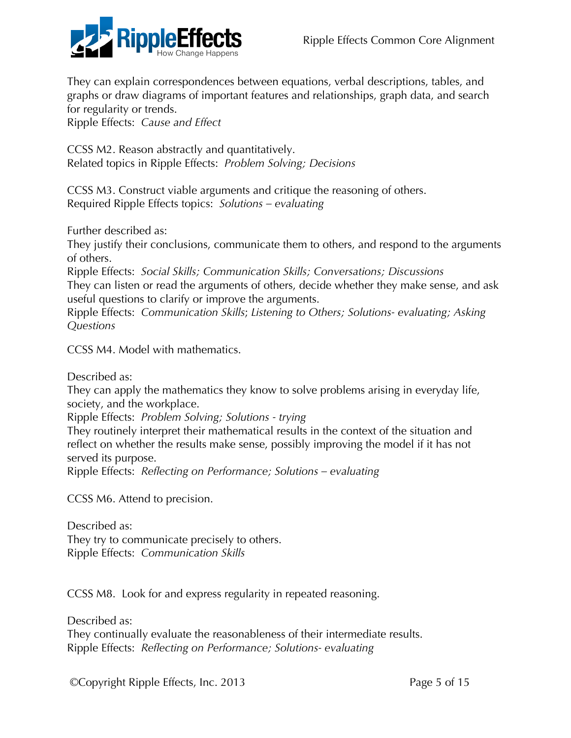They can explain correspondences between equations, verbal descriptions, tables, and graphs or draw diagrams of important features and relationships, graph data, and search for regularity or trends.
Ripple Effects: *Cause and Effect*

CCSS M2. Reason abstractly and quantitatively.
Related topics in Ripple Effects: *Problem Solving; Decisions*

CCSS M3. Construct viable arguments and critique the reasoning of others.
Required Ripple Effects topics: *Solutions – evaluating*

Further described as:
They justify their conclusions, communicate them to others, and respond to the arguments of others.
Ripple Effects: *Social Skills; Communication Skills; Conversations; Discussions*
They can listen or read the arguments of others, decide whether they make sense, and ask useful questions to clarify or improve the arguments.
Ripple Effects: *Communication Skills*; *Listening to Others; Solutions- evaluating; Asking Questions*

CCSS M4. Model with mathematics.

Described as:
They can apply the mathematics they know to solve problems arising in everyday life, society, and the workplace.
Ripple Effects: *Problem Solving; Solutions - trying*
They routinely interpret their mathematical results in the context of the situation and reflect on whether the results make sense, possibly improving the model if it has not served its purpose.
Ripple Effects: *Reflecting on Performance; Solutions – evaluating*

CCSS M6. Attend to precision.

Described as:
They try to communicate precisely to others.
Ripple Effects: *Communication Skills*

CCSS M8. Look for and express regularity in repeated reasoning.

Described as:
They continually evaluate the reasonableness of their intermediate results.
Ripple Effects: *Reflecting on Performance; Solutions- evaluating*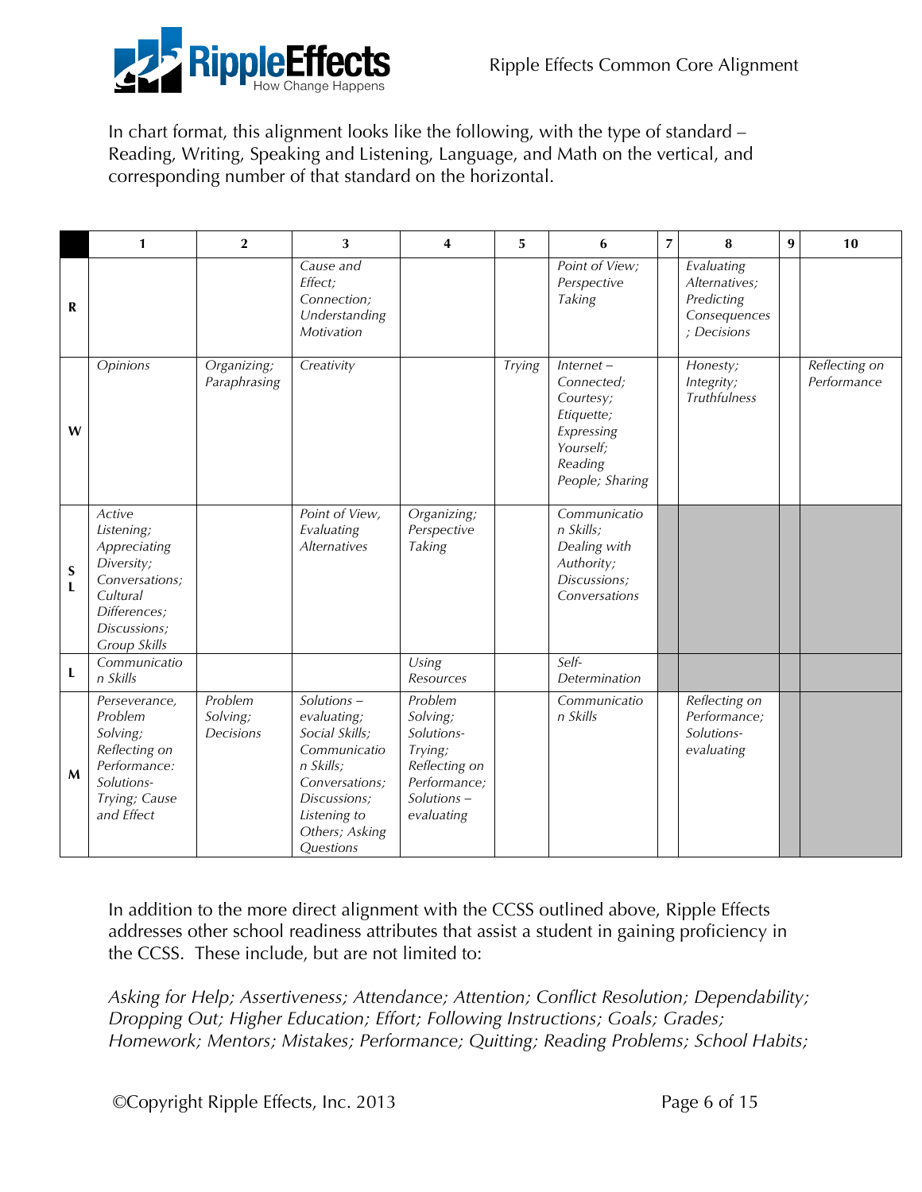In chart format, this alignment looks like the following, with the type of standard – Reading, Writing, Speaking and Listening, Language, and Math on the vertical, and corresponding number of that standard on the horizontal.

| | 1 | 2 | 3 | 4 | 5 | 6 | 7 | 8 | 9 | 10 |
|---|---|---|---|---|---|---|---|---|---|---|
| **R** | | | *Cause and Effect; Connection; Understanding Motivation* | | | *Point of View; Perspective Taking* | | *Evaluating Alternatives; Predicting Consequences; Decisions* | | |
| **W** | *Opinions* | *Organizing; Paraphrasing* | *Creativity* | | *Trying* | *Internet – Connected; Courtesy; Etiquette; Expressing Yourself; Reading People; Sharing* | | *Honesty; Integrity; Truthfulness* | | *Reflecting on Performance* |
| **SL** | *Active Listening; Appreciating Diversity; Conversations; Cultural Differences; Discussions; Group Skills* | | *Point of View, Evaluating Alternatives* | *Organizing; Perspective Taking* | | *Communication Skills; Dealing with Authority; Discussions; Conversations* | | | | |
| **L** | *Communication Skills* | | | *Using Resources* | | *Self-Determination* | | | | |
| **M** | *Perseverance, Problem Solving; Reflecting on Performance: Solutions-Trying; Cause and Effect* | *Problem Solving; Decisions* | *Solutions – evaluating; Social Skills; Communication Skills; Conversations; Discussions; Listening to Others; Asking Questions* | *Problem Solving; Solutions-Trying; Reflecting on Performance; Solutions – evaluating* | | *Communication Skills* | | *Reflecting on Performance; Solutions-evaluating* | | |

In addition to the more direct alignment with the CCSS outlined above, Ripple Effects addresses other school readiness attributes that assist a student in gaining proficiency in the CCSS. These include, but are not limited to:

*Asking for Help; Assertiveness; Attendance; Attention; Conflict Resolution; Dependability; Dropping Out; Higher Education; Effort; Following Instructions; Goals; Grades; Homework; Mentors; Mistakes; Performance; Quitting; Reading Problems; School Habits;*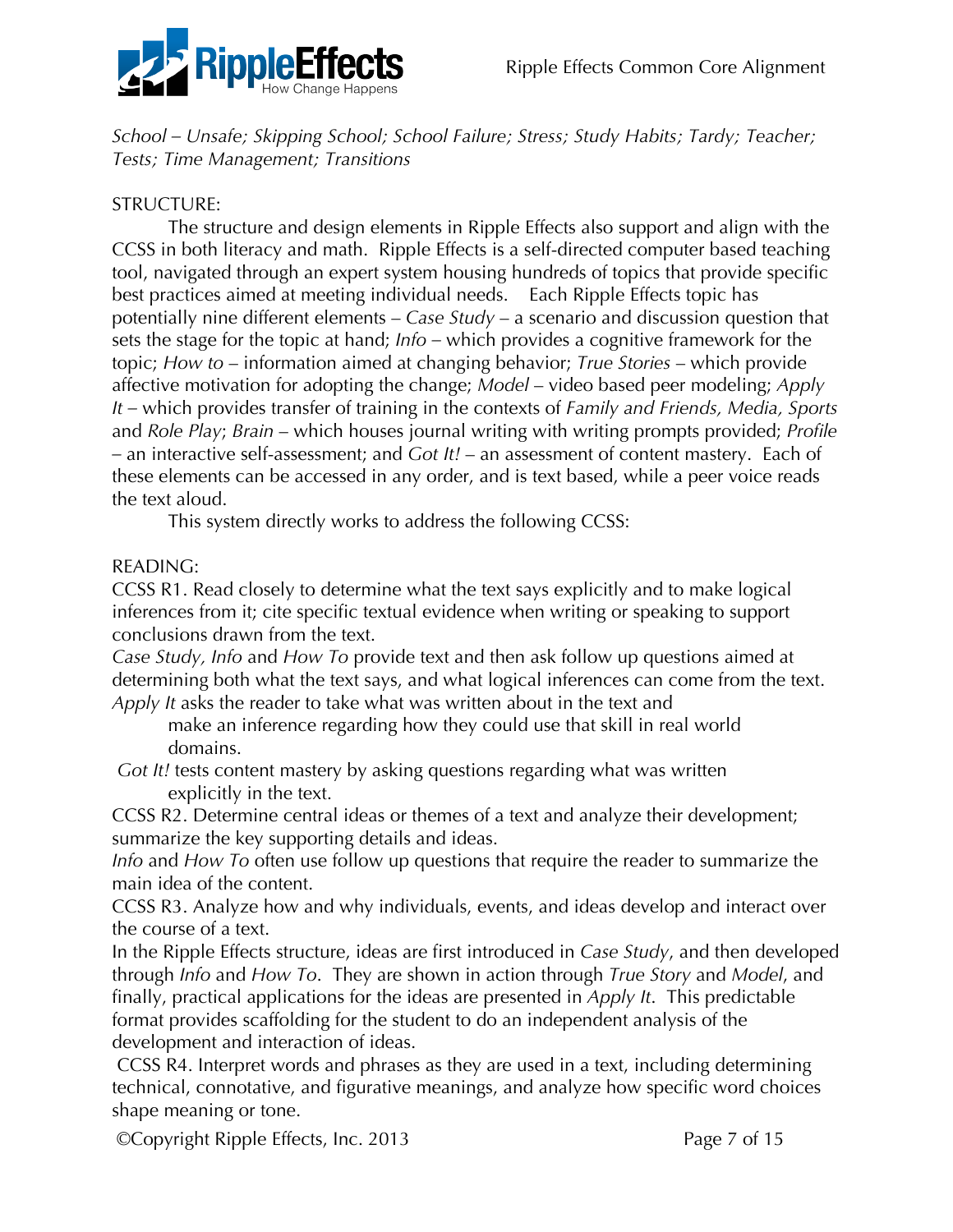*School – Unsafe; Skipping School; School Failure; Stress; Study Habits; Tardy; Teacher; Tests; Time Management; Transitions*

STRUCTURE:

The structure and design elements in Ripple Effects also support and align with the CCSS in both literacy and math. Ripple Effects is a self-directed computer based teaching tool, navigated through an expert system housing hundreds of topics that provide specific best practices aimed at meeting individual needs. Each Ripple Effects topic has potentially nine different elements – *Case Study* – a scenario and discussion question that sets the stage for the topic at hand; *Info* – which provides a cognitive framework for the topic; *How to* – information aimed at changing behavior; *True Stories* – which provide affective motivation for adopting the change; *Model* – video based peer modeling; *Apply It* – which provides transfer of training in the contexts of *Family and Friends, Media, Sports* and *Role Play*; *Brain* – which houses journal writing with writing prompts provided; *Profile* – an interactive self-assessment; and *Got It!* – an assessment of content mastery. Each of these elements can be accessed in any order, and is text based, while a peer voice reads the text aloud.

This system directly works to address the following CCSS:

READING:

CCSS R1. Read closely to determine what the text says explicitly and to make logical inferences from it; cite specific textual evidence when writing or speaking to support conclusions drawn from the text.

*Case Study, Info* and *How To* provide text and then ask follow up questions aimed at determining both what the text says, and what logical inferences can come from the text.

*Apply It* asks the reader to take what was written about in the text and make an inference regarding how they could use that skill in real world domains.

*Got It!* tests content mastery by asking questions regarding what was written explicitly in the text.

CCSS R2. Determine central ideas or themes of a text and analyze their development; summarize the key supporting details and ideas.

*Info* and *How To* often use follow up questions that require the reader to summarize the main idea of the content.

CCSS R3. Analyze how and why individuals, events, and ideas develop and interact over the course of a text.

In the Ripple Effects structure, ideas are first introduced in *Case Study*, and then developed through *Info* and *How To*. They are shown in action through *True Story* and *Model*, and finally, practical applications for the ideas are presented in *Apply It*. This predictable format provides scaffolding for the student to do an independent analysis of the development and interaction of ideas.

CCSS R4. Interpret words and phrases as they are used in a text, including determining technical, connotative, and figurative meanings, and analyze how specific word choices shape meaning or tone.

©Copyright Ripple Effects, Inc. 2013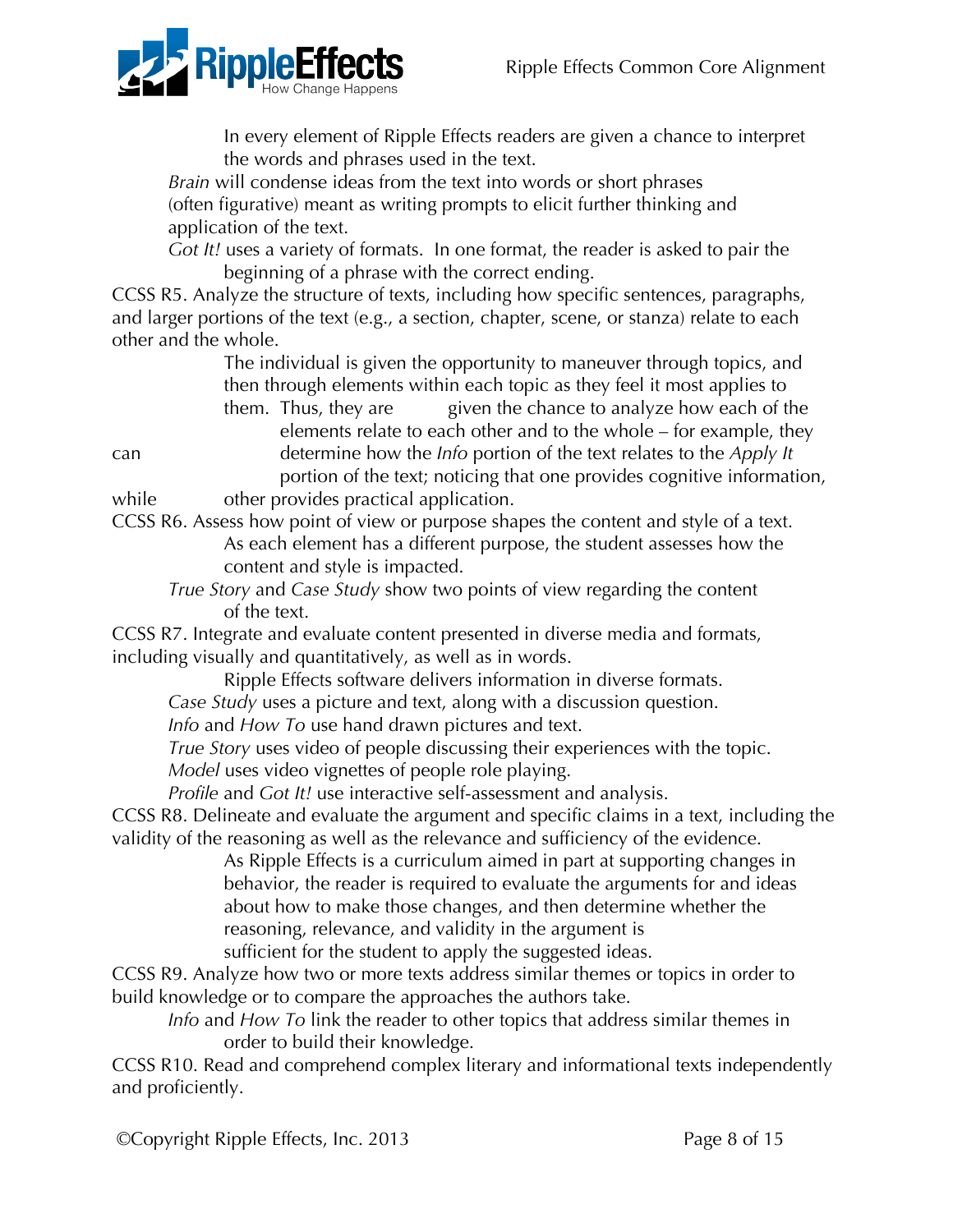In every element of Ripple Effects readers are given a chance to interpret the words and phrases used in the text.

*Brain* will condense ideas from the text into words or short phrases (often figurative) meant as writing prompts to elicit further thinking and application of the text.

*Got It!* uses a variety of formats. In one format, the reader is asked to pair the beginning of a phrase with the correct ending.

CCSS R5. Analyze the structure of texts, including how specific sentences, paragraphs, and larger portions of the text (e.g., a section, chapter, scene, or stanza) relate to each other and the whole.

The individual is given the opportunity to maneuver through topics, and then through elements within each topic as they feel it most applies to them. Thus, they are given the chance to analyze how each of the elements relate to each other and to the whole – for example, they can determine how the *Info* portion of the text relates to the *Apply It* portion of the text; noticing that one provides cognitive information, while other provides practical application.

CCSS R6. Assess how point of view or purpose shapes the content and style of a text.

As each element has a different purpose, the student assesses how the content and style is impacted.

*True Story* and *Case Study* show two points of view regarding the content of the text.

CCSS R7. Integrate and evaluate content presented in diverse media and formats, including visually and quantitatively, as well as in words.

Ripple Effects software delivers information in diverse formats.

*Case Study* uses a picture and text, along with a discussion question.

*Info* and *How To* use hand drawn pictures and text.

*True Story* uses video of people discussing their experiences with the topic.

*Model* uses video vignettes of people role playing.

*Profile* and *Got It!* use interactive self-assessment and analysis.

CCSS R8. Delineate and evaluate the argument and specific claims in a text, including the validity of the reasoning as well as the relevance and sufficiency of the evidence.

As Ripple Effects is a curriculum aimed in part at supporting changes in behavior, the reader is required to evaluate the arguments for and ideas about how to make those changes, and then determine whether the reasoning, relevance, and validity in the argument is sufficient for the student to apply the suggested ideas.

CCSS R9. Analyze how two or more texts address similar themes or topics in order to build knowledge or to compare the approaches the authors take.

*Info* and *How To* link the reader to other topics that address similar themes in order to build their knowledge.

CCSS R10. Read and comprehend complex literary and informational texts independently and proficiently.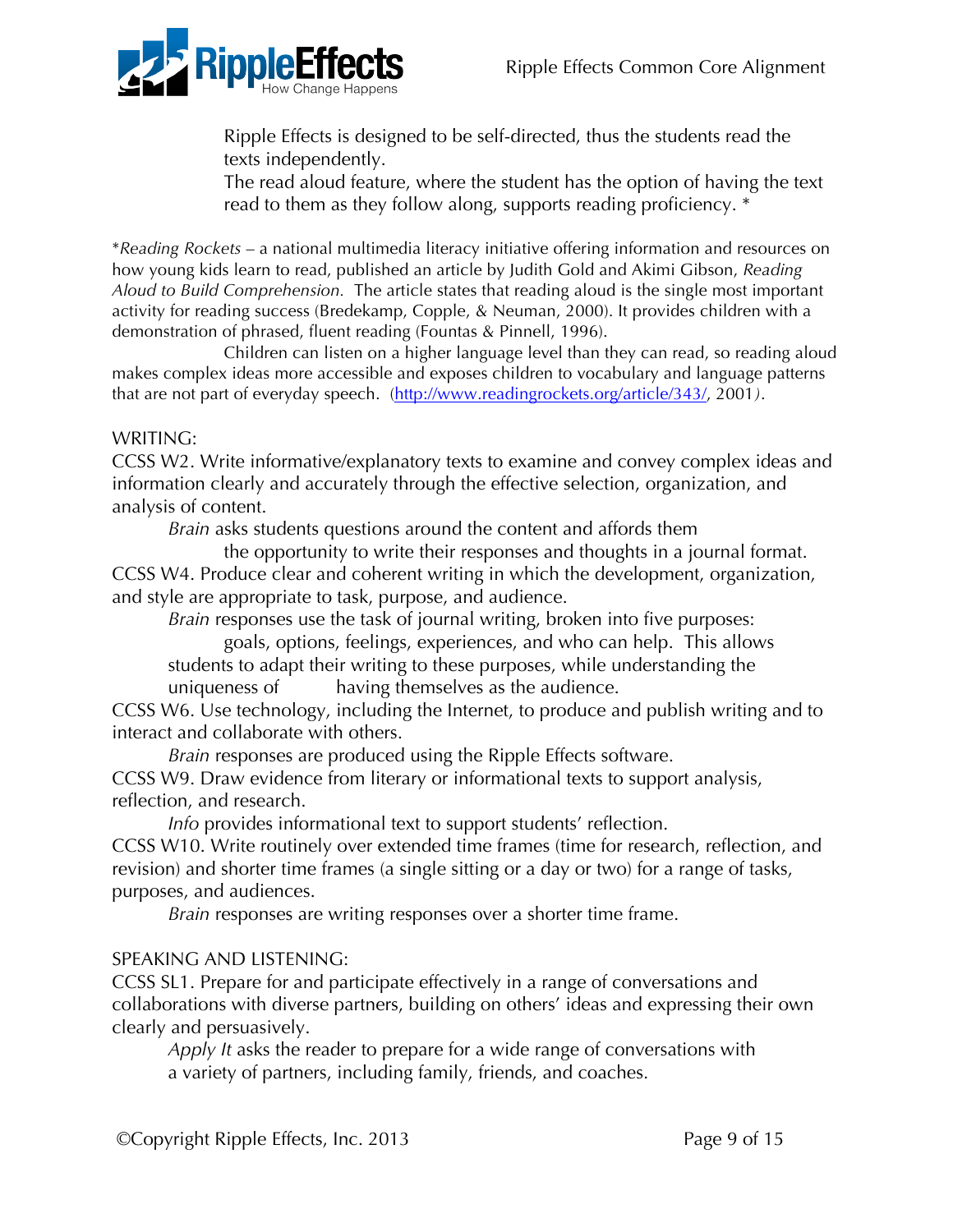Ripple Effects is designed to be self-directed, thus the students read the texts independently.
The read aloud feature, where the student has the option of having the text read to them as they follow along, supports reading proficiency. *

*Reading Rockets – a national multimedia literacy initiative offering information and resources on how young kids learn to read, published an article by Judith Gold and Akimi Gibson, *Reading Aloud to Build Comprehension.* The article states that reading aloud is the single most important activity for reading success (Bredekamp, Copple, & Neuman, 2000). It provides children with a demonstration of phrased, fluent reading (Fountas & Pinnell, 1996).

Children can listen on a higher language level than they can read, so reading aloud makes complex ideas more accessible and exposes children to vocabulary and language patterns that are not part of everyday speech. (http://www.readingrockets.org/article/343/, 2001).

WRITING:

CCSS W2. Write informative/explanatory texts to examine and convey complex ideas and information clearly and accurately through the effective selection, organization, and analysis of content.

*Brain* asks students questions around the content and affords them the opportunity to write their responses and thoughts in a journal format.

CCSS W4. Produce clear and coherent writing in which the development, organization, and style are appropriate to task, purpose, and audience.

*Brain* responses use the task of journal writing, broken into five purposes: goals, options, feelings, experiences, and who can help. This allows students to adapt their writing to these purposes, while understanding the uniqueness of having themselves as the audience.

CCSS W6. Use technology, including the Internet, to produce and publish writing and to interact and collaborate with others.

*Brain* responses are produced using the Ripple Effects software.

CCSS W9. Draw evidence from literary or informational texts to support analysis, reflection, and research.

*Info* provides informational text to support students' reflection.

CCSS W10. Write routinely over extended time frames (time for research, reflection, and revision) and shorter time frames (a single sitting or a day or two) for a range of tasks, purposes, and audiences.

*Brain* responses are writing responses over a shorter time frame.

SPEAKING AND LISTENING:

CCSS SL1. Prepare for and participate effectively in a range of conversations and collaborations with diverse partners, building on others' ideas and expressing their own clearly and persuasively.

*Apply It* asks the reader to prepare for a wide range of conversations with a variety of partners, including family, friends, and coaches.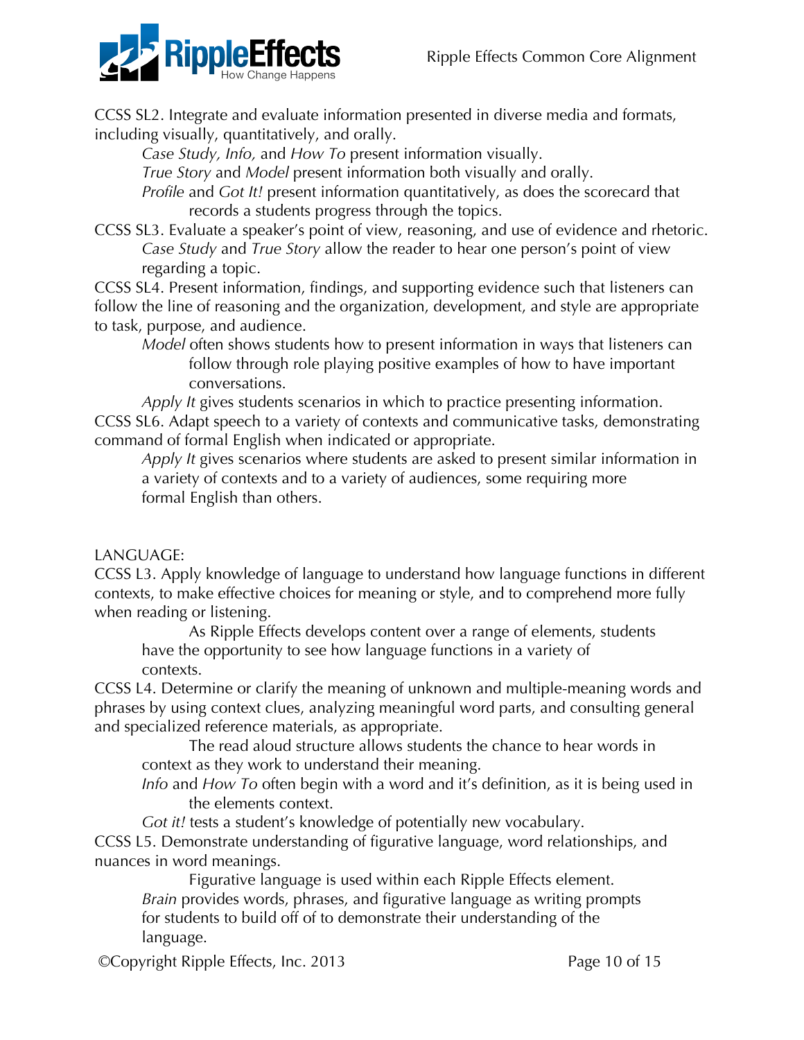CCSS SL2. Integrate and evaluate information presented in diverse media and formats, including visually, quantitatively, and orally.

*Case Study, Info,* and *How To* present information visually.

*True Story* and *Model* present information both visually and orally.

*Profile* and *Got It!* present information quantitatively, as does the scorecard that records a students progress through the topics.

CCSS SL3. Evaluate a speaker's point of view, reasoning, and use of evidence and rhetoric.

*Case Study* and *True Story* allow the reader to hear one person's point of view regarding a topic.

CCSS SL4. Present information, findings, and supporting evidence such that listeners can follow the line of reasoning and the organization, development, and style are appropriate to task, purpose, and audience.

*Model* often shows students how to present information in ways that listeners can follow through role playing positive examples of how to have important conversations.

*Apply It* gives students scenarios in which to practice presenting information.

CCSS SL6. Adapt speech to a variety of contexts and communicative tasks, demonstrating command of formal English when indicated or appropriate.

*Apply It* gives scenarios where students are asked to present similar information in a variety of contexts and to a variety of audiences, some requiring more formal English than others.

LANGUAGE:

CCSS L3. Apply knowledge of language to understand how language functions in different contexts, to make effective choices for meaning or style, and to comprehend more fully when reading or listening.

As Ripple Effects develops content over a range of elements, students have the opportunity to see how language functions in a variety of contexts.

CCSS L4. Determine or clarify the meaning of unknown and multiple-meaning words and phrases by using context clues, analyzing meaningful word parts, and consulting general and specialized reference materials, as appropriate.

The read aloud structure allows students the chance to hear words in context as they work to understand their meaning.

*Info* and *How To* often begin with a word and it's definition, as it is being used in the elements context.

*Got it!* tests a student's knowledge of potentially new vocabulary.

CCSS L5. Demonstrate understanding of figurative language, word relationships, and nuances in word meanings.

Figurative language is used within each Ripple Effects element.

*Brain* provides words, phrases, and figurative language as writing prompts for students to build off of to demonstrate their understanding of the language.

©Copyright Ripple Effects, Inc. 2013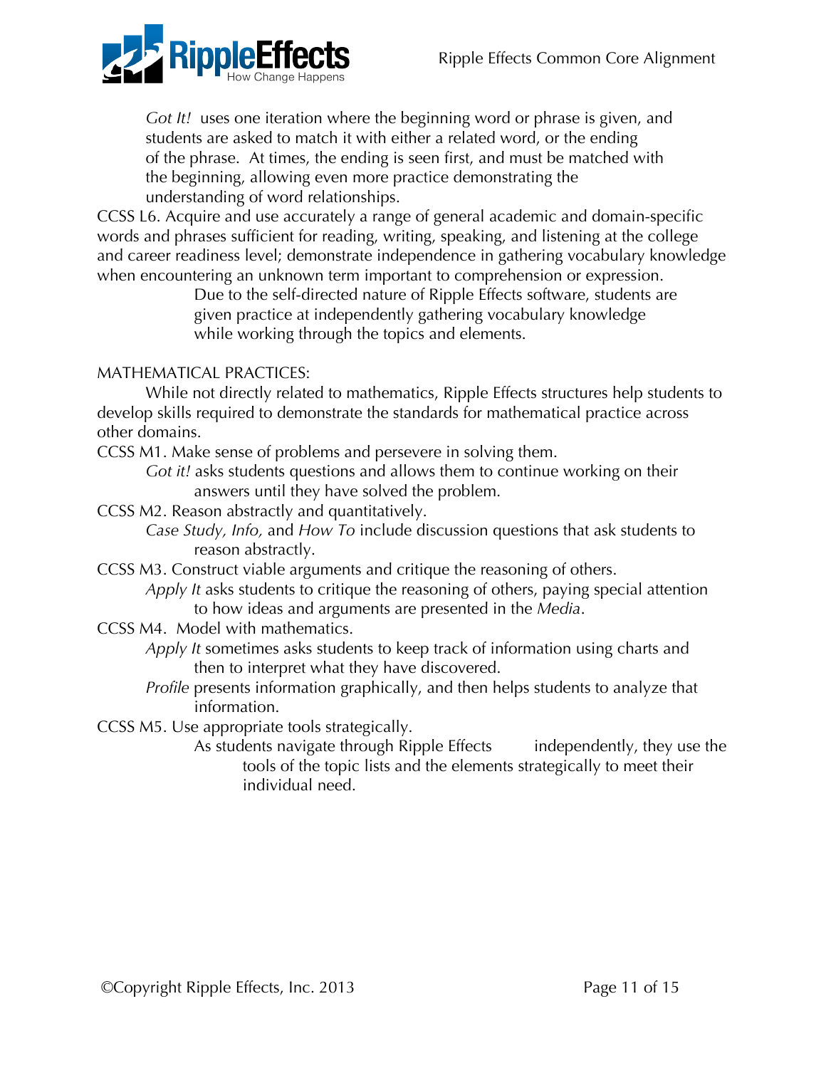*Got It!* uses one iteration where the beginning word or phrase is given, and students are asked to match it with either a related word, or the ending of the phrase. At times, the ending is seen first, and must be matched with the beginning, allowing even more practice demonstrating the understanding of word relationships.

CCSS L6. Acquire and use accurately a range of general academic and domain-specific words and phrases sufficient for reading, writing, speaking, and listening at the college and career readiness level; demonstrate independence in gathering vocabulary knowledge when encountering an unknown term important to comprehension or expression.

Due to the self-directed nature of Ripple Effects software, students are given practice at independently gathering vocabulary knowledge while working through the topics and elements.

MATHEMATICAL PRACTICES:

While not directly related to mathematics, Ripple Effects structures help students to develop skills required to demonstrate the standards for mathematical practice across other domains.

CCSS M1. Make sense of problems and persevere in solving them.

*Got it!* asks students questions and allows them to continue working on their answers until they have solved the problem.

CCSS M2. Reason abstractly and quantitatively.

*Case Study, Info,* and *How To* include discussion questions that ask students to reason abstractly.

CCSS M3. Construct viable arguments and critique the reasoning of others.

*Apply It* asks students to critique the reasoning of others, paying special attention to how ideas and arguments are presented in the *Media*.

CCSS M4. Model with mathematics.

*Apply It* sometimes asks students to keep track of information using charts and then to interpret what they have discovered.

*Profile* presents information graphically, and then helps students to analyze that information.

CCSS M5. Use appropriate tools strategically.

As students navigate through Ripple Effects independently, they use the tools of the topic lists and the elements strategically to meet their individual need.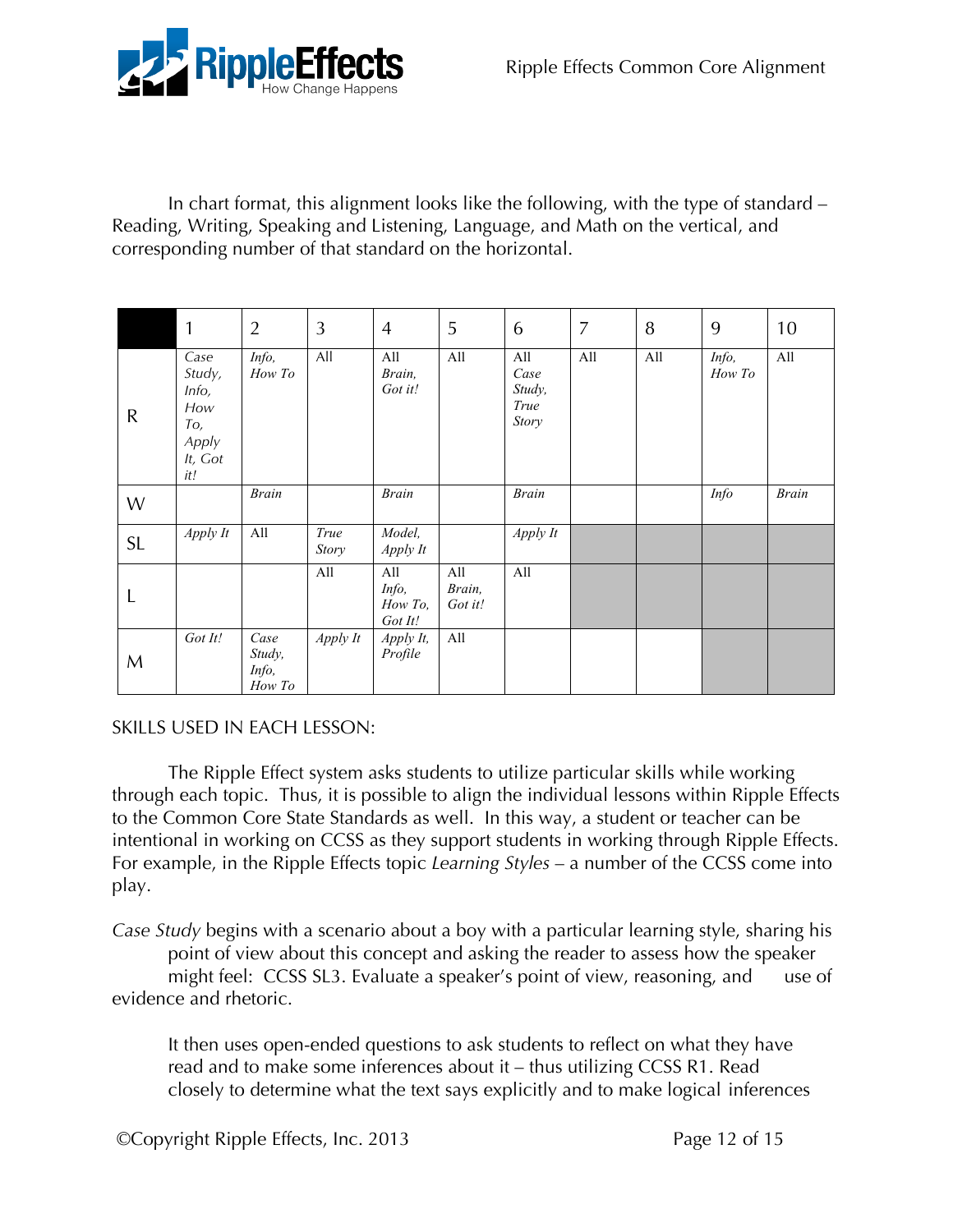In chart format, this alignment looks like the following, with the type of standard – Reading, Writing, Speaking and Listening, Language, and Math on the vertical, and corresponding number of that standard on the horizontal.

| | 1 | 2 | 3 | 4 | 5 | 6 | 7 | 8 | 9 | 10 |
|---|---|---|---|---|---|---|---|---|---|---|
| R | *Case Study, Info, How To, Apply It, Got it!* | *Info, How To* | All | All *Brain, Got it!* | All | All *Case Study, True Story* | All | All | *Info, How To* | All |
| W | | *Brain* | | *Brain* | | *Brain* | | | *Info* | *Brain* |
| SL | *Apply It* | All | *True Story* | *Model, Apply It* | | *Apply It* | | | | |
| L | | | All | All *Info, How To, Got It!* | All *Brain, Got it!* | All | | | | |
| M | *Got It!* | *Case Study, Info, How To* | *Apply It* | *Apply It, Profile* | All | | | | | |

SKILLS USED IN EACH LESSON:

The Ripple Effect system asks students to utilize particular skills while working through each topic. Thus, it is possible to align the individual lessons within Ripple Effects to the Common Core State Standards as well. In this way, a student or teacher can be intentional in working on CCSS as they support students in working through Ripple Effects. For example, in the Ripple Effects topic *Learning Styles* – a number of the CCSS come into play.

*Case Study* begins with a scenario about a boy with a particular learning style, sharing his point of view about this concept and asking the reader to assess how the speaker might feel: CCSS SL3. Evaluate a speaker's point of view, reasoning, and use of evidence and rhetoric.

It then uses open-ended questions to ask students to reflect on what they have read and to make some inferences about it – thus utilizing CCSS R1. Read closely to determine what the text says explicitly and to make logical inferences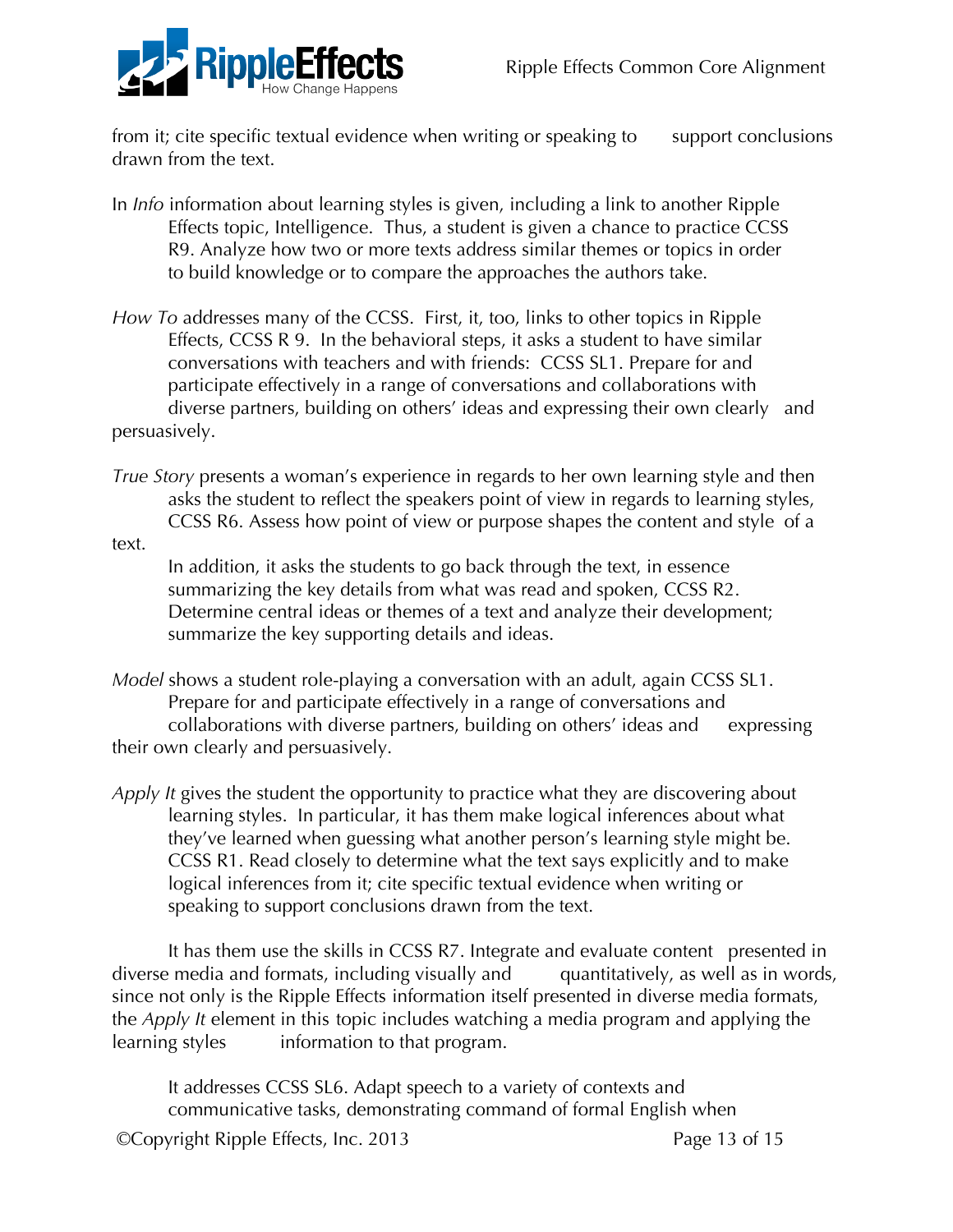from it; cite specific textual evidence when writing or speaking to support conclusions drawn from the text.

In *Info* information about learning styles is given, including a link to another Ripple Effects topic, Intelligence. Thus, a student is given a chance to practice CCSS R9. Analyze how two or more texts address similar themes or topics in order to build knowledge or to compare the approaches the authors take.

*How To* addresses many of the CCSS. First, it, too, links to other topics in Ripple Effects, CCSS R 9. In the behavioral steps, it asks a student to have similar conversations with teachers and with friends: CCSS SL1. Prepare for and participate effectively in a range of conversations and collaborations with diverse partners, building on others' ideas and expressing their own clearly and persuasively.

*True Story* presents a woman's experience in regards to her own learning style and then asks the student to reflect the speakers point of view in regards to learning styles, CCSS R6. Assess how point of view or purpose shapes the content and style of a text.

In addition, it asks the students to go back through the text, in essence summarizing the key details from what was read and spoken, CCSS R2. Determine central ideas or themes of a text and analyze their development; summarize the key supporting details and ideas.

*Model* shows a student role-playing a conversation with an adult, again CCSS SL1. Prepare for and participate effectively in a range of conversations and collaborations with diverse partners, building on others' ideas and expressing their own clearly and persuasively.

*Apply It* gives the student the opportunity to practice what they are discovering about learning styles. In particular, it has them make logical inferences about what they've learned when guessing what another person's learning style might be. CCSS R1. Read closely to determine what the text says explicitly and to make logical inferences from it; cite specific textual evidence when writing or speaking to support conclusions drawn from the text.

It has them use the skills in CCSS R7. Integrate and evaluate content presented in diverse media and formats, including visually and quantitatively, as well as in words, since not only is the Ripple Effects information itself presented in diverse media formats, the *Apply It* element in this topic includes watching a media program and applying the learning styles information to that program.

It addresses CCSS SL6. Adapt speech to a variety of contexts and communicative tasks, demonstrating command of formal English when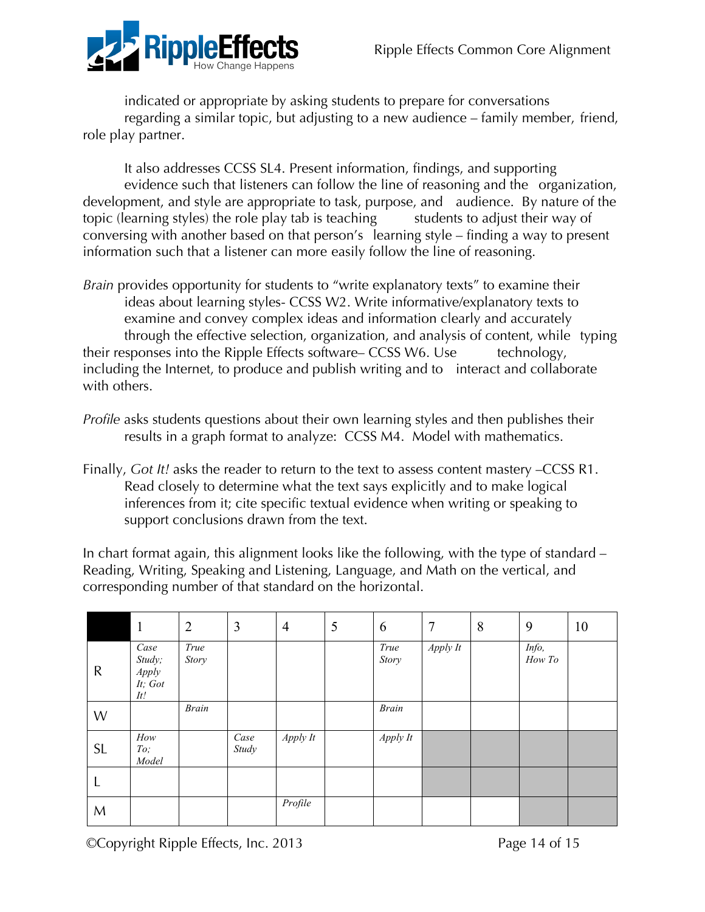indicated or appropriate by asking students to prepare for conversations regarding a similar topic, but adjusting to a new audience – family member, friend, role play partner.

It also addresses CCSS SL4. Present information, findings, and supporting evidence such that listeners can follow the line of reasoning and the organization, development, and style are appropriate to task, purpose, and audience. By nature of the topic (learning styles) the role play tab is teaching students to adjust their way of conversing with another based on that person's learning style – finding a way to present information such that a listener can more easily follow the line of reasoning.

*Brain* provides opportunity for students to "write explanatory texts" to examine their ideas about learning styles- CCSS W2. Write informative/explanatory texts to examine and convey complex ideas and information clearly and accurately through the effective selection, organization, and analysis of content, while typing their responses into the Ripple Effects software– CCSS W6. Use technology, including the Internet, to produce and publish writing and to interact and collaborate with others.

*Profile* asks students questions about their own learning styles and then publishes their results in a graph format to analyze: CCSS M4. Model with mathematics.

Finally, *Got It!* asks the reader to return to the text to assess content mastery –CCSS R1. Read closely to determine what the text says explicitly and to make logical inferences from it; cite specific textual evidence when writing or speaking to support conclusions drawn from the text.

In chart format again, this alignment looks like the following, with the type of standard – Reading, Writing, Speaking and Listening, Language, and Math on the vertical, and corresponding number of that standard on the horizontal.

| | 1 | 2 | 3 | 4 | 5 | 6 | 7 | 8 | 9 | 10 |
|---|---|---|---|---|---|---|---|---|---|---|
| R | *Case Study; Apply It; Got It!* | *True Story* | | | | *True Story* | *Apply It* | | *Info, How To* | |
| W | | *Brain* | | | | *Brain* | | | | |
| SL | *How To; Model* | | *Case Study* | *Apply It* | | *Apply It* | | | | |
| L | | | | | | | | | | |
| M | | | | *Profile* | | | | | | |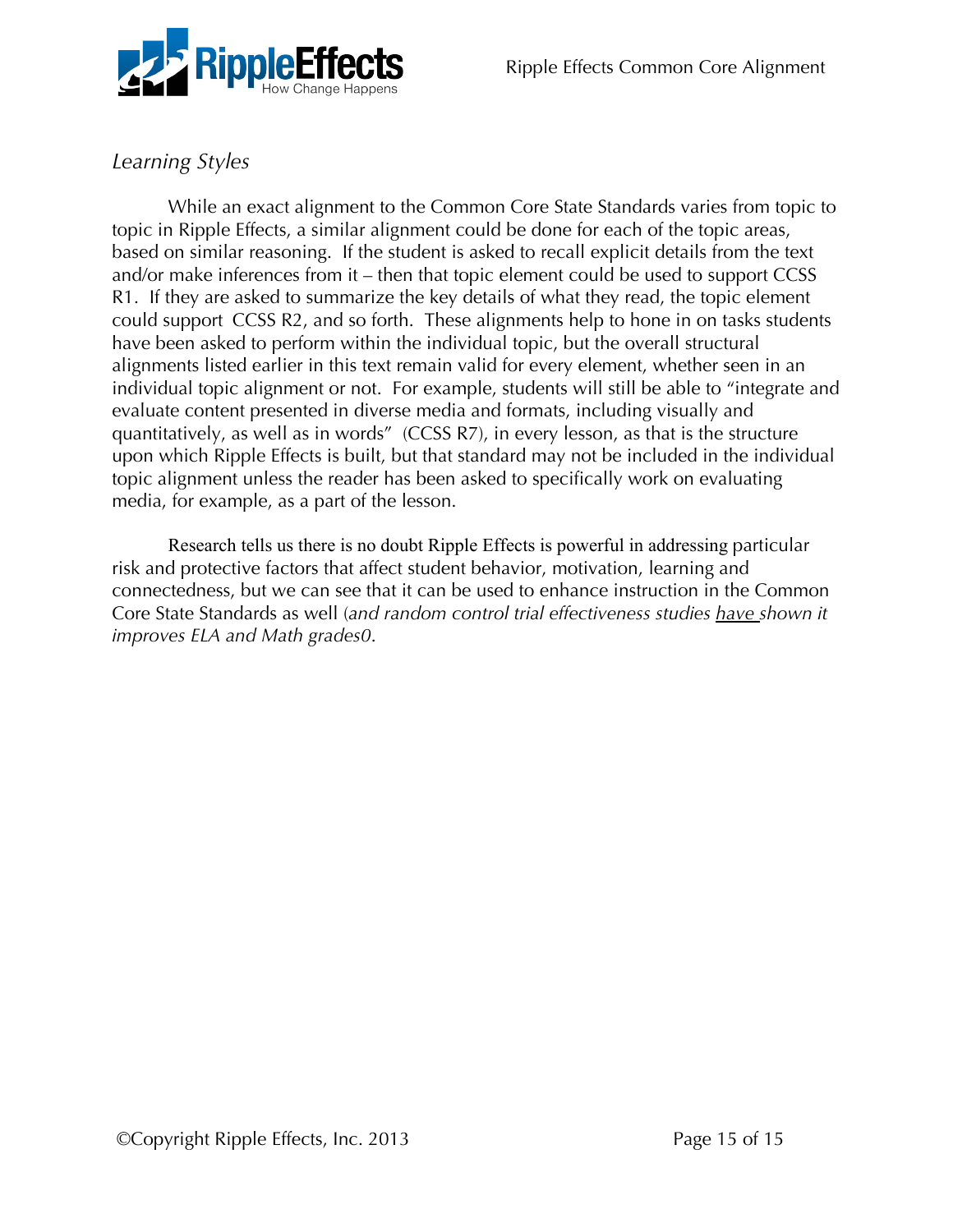*Learning Styles*

While an exact alignment to the Common Core State Standards varies from topic to topic in Ripple Effects, a similar alignment could be done for each of the topic areas, based on similar reasoning. If the student is asked to recall explicit details from the text and/or make inferences from it – then that topic element could be used to support CCSS R1. If they are asked to summarize the key details of what they read, the topic element could support CCSS R2, and so forth. These alignments help to hone in on tasks students have been asked to perform within the individual topic, but the overall structural alignments listed earlier in this text remain valid for every element, whether seen in an individual topic alignment or not. For example, students will still be able to "integrate and evaluate content presented in diverse media and formats, including visually and quantitatively, as well as in words" (CCSS R7), in every lesson, as that is the structure upon which Ripple Effects is built, but that standard may not be included in the individual topic alignment unless the reader has been asked to specifically work on evaluating media, for example, as a part of the lesson.

Research tells us there is no doubt Ripple Effects is powerful in addressing particular risk and protective factors that affect student behavior, motivation, learning and connectedness, but we can see that it can be used to enhance instruction in the Common Core State Standards as well (*and random control trial effectiveness studies have shown it improves ELA and Math grades0*.